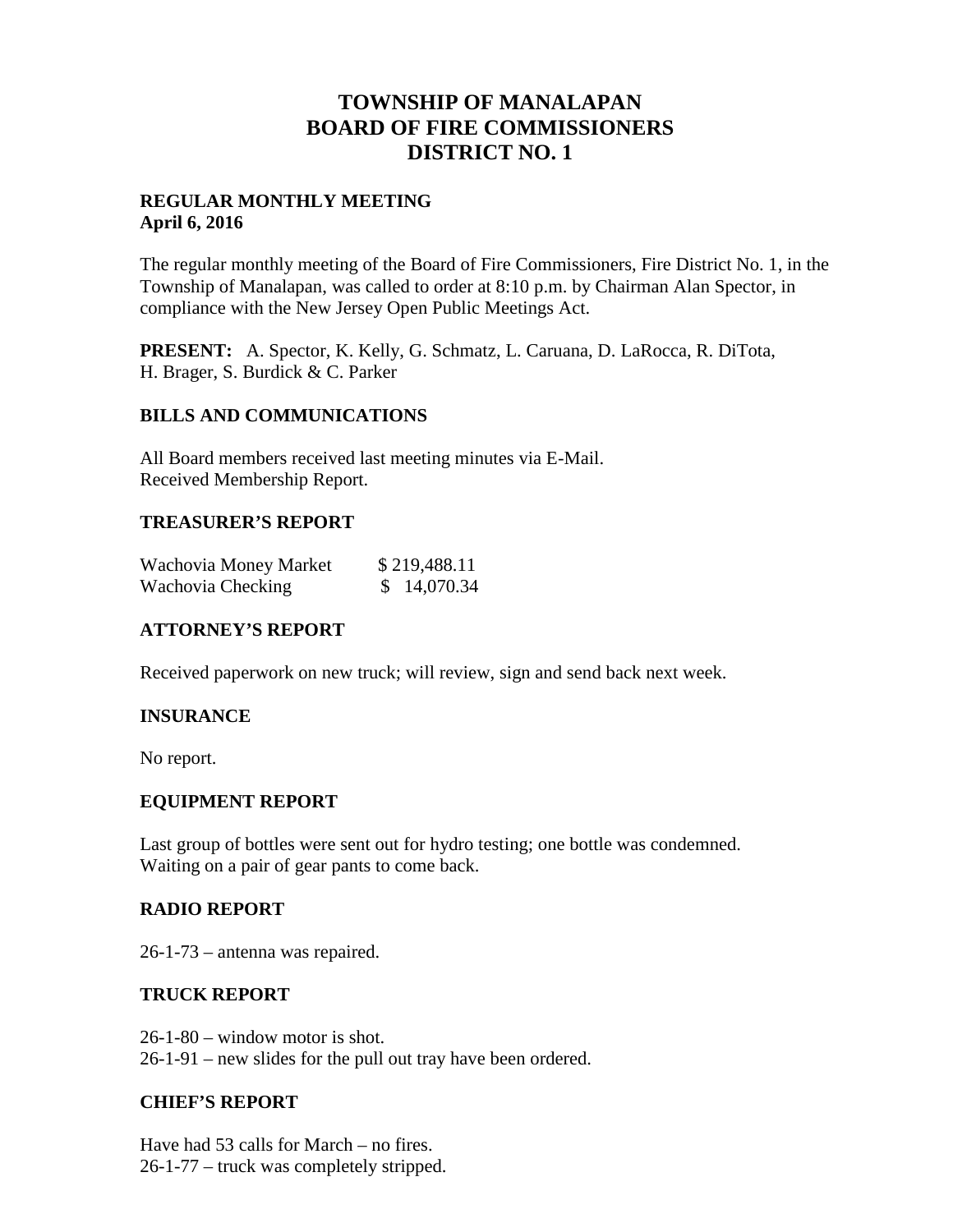# TOWNSHIP OF MANALAPAN
# BOARD OF FIRE COMMISSIONERS
# DISTRICT NO. 1

**REGULAR MONTHLY MEETING**
**April 6, 2016**

The regular monthly meeting of the Board of Fire Commissioners, Fire District No. 1, in the Township of Manalapan, was called to order at 8:10 p.m. by Chairman Alan Spector, in compliance with the New Jersey Open Public Meetings Act.

**PRESENT:** A. Spector, K. Kelly, G. Schmatz, L. Caruana, D. LaRocca, R. DiTota, H. Brager, S. Burdick & C. Parker

## BILLS AND COMMUNICATIONS

All Board members received last meeting minutes via E-Mail.
Received Membership Report.

## TREASURER'S REPORT

| | |
|---|---|
| Wachovia Money Market | $ 219,488.11 |
| Wachovia Checking | $ 14,070.34 |

## ATTORNEY'S REPORT

Received paperwork on new truck; will review, sign and send back next week.

## INSURANCE

No report.

## EQUIPMENT REPORT

Last group of bottles were sent out for hydro testing; one bottle was condemned.
Waiting on a pair of gear pants to come back.

## RADIO REPORT

26-1-73 – antenna was repaired.

## TRUCK REPORT

26-1-80 – window motor is shot.
26-1-91 – new slides for the pull out tray have been ordered.

## CHIEF'S REPORT

Have had 53 calls for March – no fires.
26-1-77 – truck was completely stripped.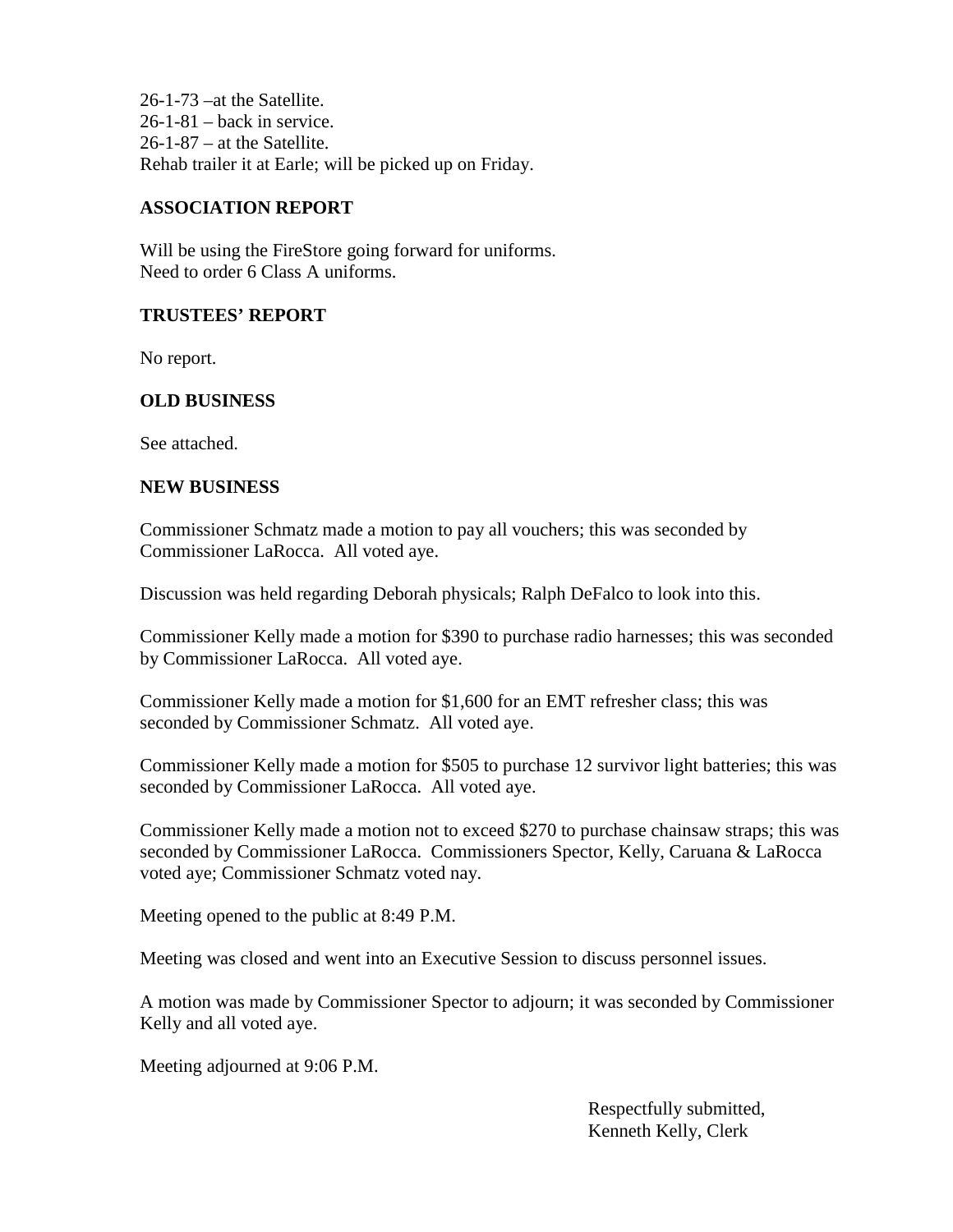26-1-73 –at the Satellite.
26-1-81 – back in service.
26-1-87 – at the Satellite.
Rehab trailer it at Earle; will be picked up on Friday.

**ASSOCIATION REPORT**

Will be using the FireStore going forward for uniforms.
Need to order 6 Class A uniforms.

**TRUSTEES' REPORT**

No report.

**OLD BUSINESS**

See attached.

**NEW BUSINESS**

Commissioner Schmatz made a motion to pay all vouchers; this was seconded by Commissioner LaRocca. All voted aye.

Discussion was held regarding Deborah physicals; Ralph DeFalco to look into this.

Commissioner Kelly made a motion for $390 to purchase radio harnesses; this was seconded by Commissioner LaRocca. All voted aye.

Commissioner Kelly made a motion for $1,600 for an EMT refresher class; this was seconded by Commissioner Schmatz. All voted aye.

Commissioner Kelly made a motion for $505 to purchase 12 survivor light batteries; this was seconded by Commissioner LaRocca. All voted aye.

Commissioner Kelly made a motion not to exceed $270 to purchase chainsaw straps; this was seconded by Commissioner LaRocca. Commissioners Spector, Kelly, Caruana & LaRocca voted aye; Commissioner Schmatz voted nay.

Meeting opened to the public at 8:49 P.M.

Meeting was closed and went into an Executive Session to discuss personnel issues.

A motion was made by Commissioner Spector to adjourn; it was seconded by Commissioner Kelly and all voted aye.

Meeting adjourned at 9:06 P.M.

Respectfully submitted,
Kenneth Kelly, Clerk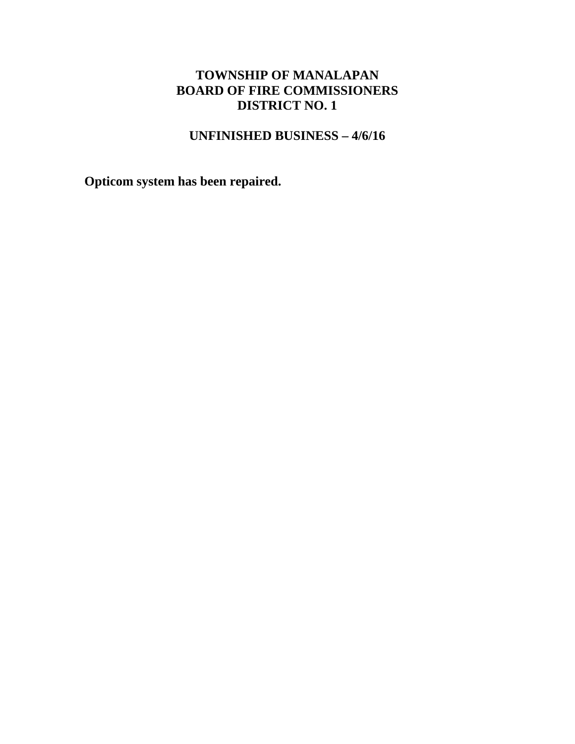# TOWNSHIP OF MANALAPAN
# BOARD OF FIRE COMMISSIONERS
# DISTRICT NO. 1

## UNFINISHED BUSINESS – 4/6/16

**Opticom system has been repaired.**